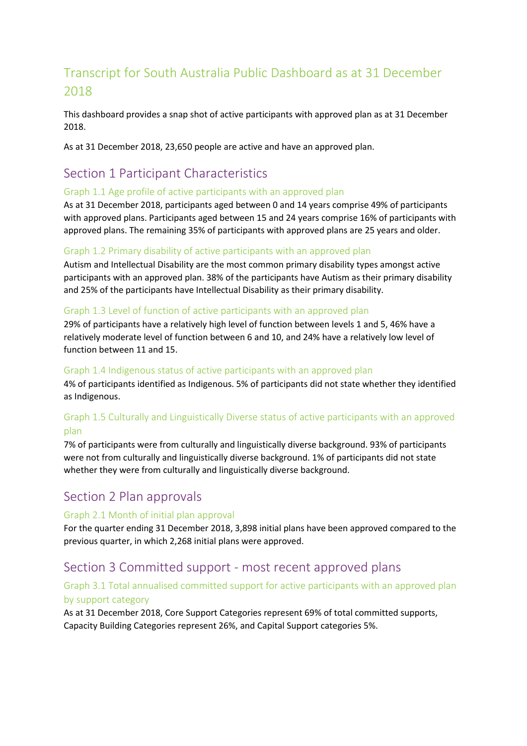# Transcript for South Australia Public Dashboard as at 31 December 2018

This dashboard provides a snap shot of active participants with approved plan as at 31 December 2018.

As at 31 December 2018, 23,650 people are active and have an approved plan.

## Section 1 Participant Characteristics

### Graph 1.1 Age profile of active participants with an approved plan

As at 31 December 2018, participants aged between 0 and 14 years comprise 49% of participants with approved plans. Participants aged between 15 and 24 years comprise 16% of participants with approved plans. The remaining 35% of participants with approved plans are 25 years and older.

### Graph 1.2 Primary disability of active participants with an approved plan

Autism and Intellectual Disability are the most common primary disability types amongst active participants with an approved plan. 38% of the participants have Autism as their primary disability and 25% of the participants have Intellectual Disability as their primary disability.

### Graph 1.3 Level of function of active participants with an approved plan

29% of participants have a relatively high level of function between levels 1 and 5, 46% have a relatively moderate level of function between 6 and 10, and 24% have a relatively low level of function between 11 and 15.

### Graph 1.4 Indigenous status of active participants with an approved plan

4% of participants identified as Indigenous. 5% of participants did not state whether they identified as Indigenous.

### Graph 1.5 Culturally and Linguistically Diverse status of active participants with an approved plan

7% of participants were from culturally and linguistically diverse background. 93% of participants were not from culturally and linguistically diverse background. 1% of participants did not state whether they were from culturally and linguistically diverse background.

## Section 2 Plan approvals

### Graph 2.1 Month of initial plan approval

For the quarter ending 31 December 2018, 3,898 initial plans have been approved compared to the previous quarter, in which 2,268 initial plans were approved.

## Section 3 Committed support - most recent approved plans

### Graph 3.1 Total annualised committed support for active participants with an approved plan by support category

As at 31 December 2018, Core Support Categories represent 69% of total committed supports, Capacity Building Categories represent 26%, and Capital Support categories 5%.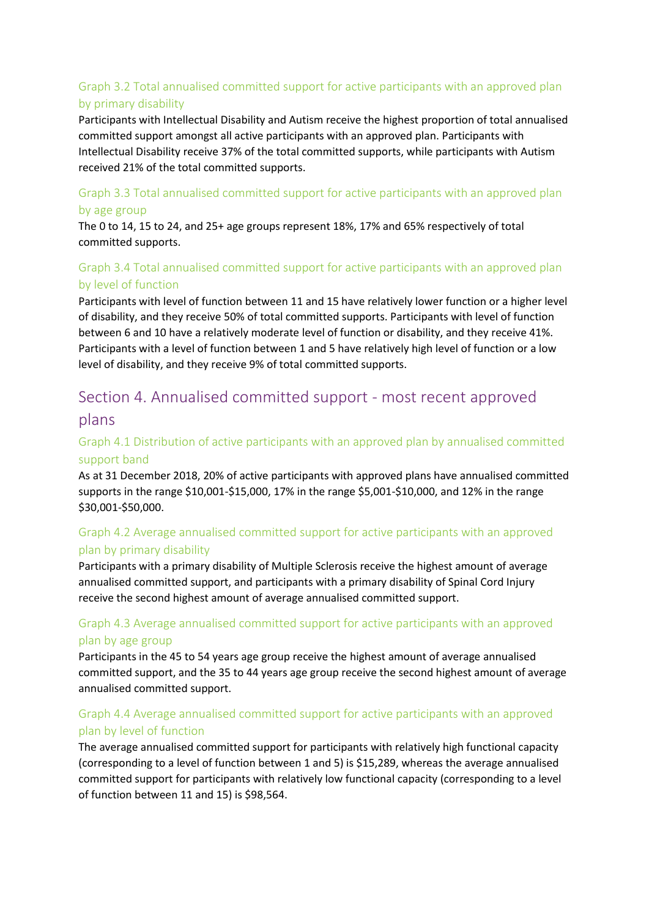### Graph 3.2 Total annualised committed support for active participants with an approved plan by primary disability

Participants with Intellectual Disability and Autism receive the highest proportion of total annualised committed support amongst all active participants with an approved plan. Participants with Intellectual Disability receive 37% of the total committed supports, while participants with Autism received 21% of the total committed supports.

### Graph 3.3 Total annualised committed support for active participants with an approved plan by age group

The 0 to 14, 15 to 24, and 25+ age groups represent 18%, 17% and 65% respectively of total committed supports.

### Graph 3.4 Total annualised committed support for active participants with an approved plan by level of function

Participants with level of function between 11 and 15 have relatively lower function or a higher level of disability, and they receive 50% of total committed supports. Participants with level of function between 6 and 10 have a relatively moderate level of function or disability, and they receive 41%. Participants with a level of function between 1 and 5 have relatively high level of function or a low level of disability, and they receive 9% of total committed supports.

## Section 4. Annualised committed support - most recent approved plans

### Graph 4.1 Distribution of active participants with an approved plan by annualised committed support band

As at 31 December 2018, 20% of active participants with approved plans have annualised committed supports in the range $10,001-$15,000, 17% in the range $5,001-$10,000, and 12% in the range $30,001-$50,000.

### Graph 4.2 Average annualised committed support for active participants with an approved plan by primary disability

Participants with a primary disability of Multiple Sclerosis receive the highest amount of average annualised committed support, and participants with a primary disability of Spinal Cord Injury receive the second highest amount of average annualised committed support.

### Graph 4.3 Average annualised committed support for active participants with an approved plan by age group

Participants in the 45 to 54 years age group receive the highest amount of average annualised committed support, and the 35 to 44 years age group receive the second highest amount of average annualised committed support.

### Graph 4.4 Average annualised committed support for active participants with an approved plan by level of function

The average annualised committed support for participants with relatively high functional capacity (corresponding to a level of function between 1 and 5) is $15,289, whereas the average annualised committed support for participants with relatively low functional capacity (corresponding to a level of function between 11 and 15) is $98,564.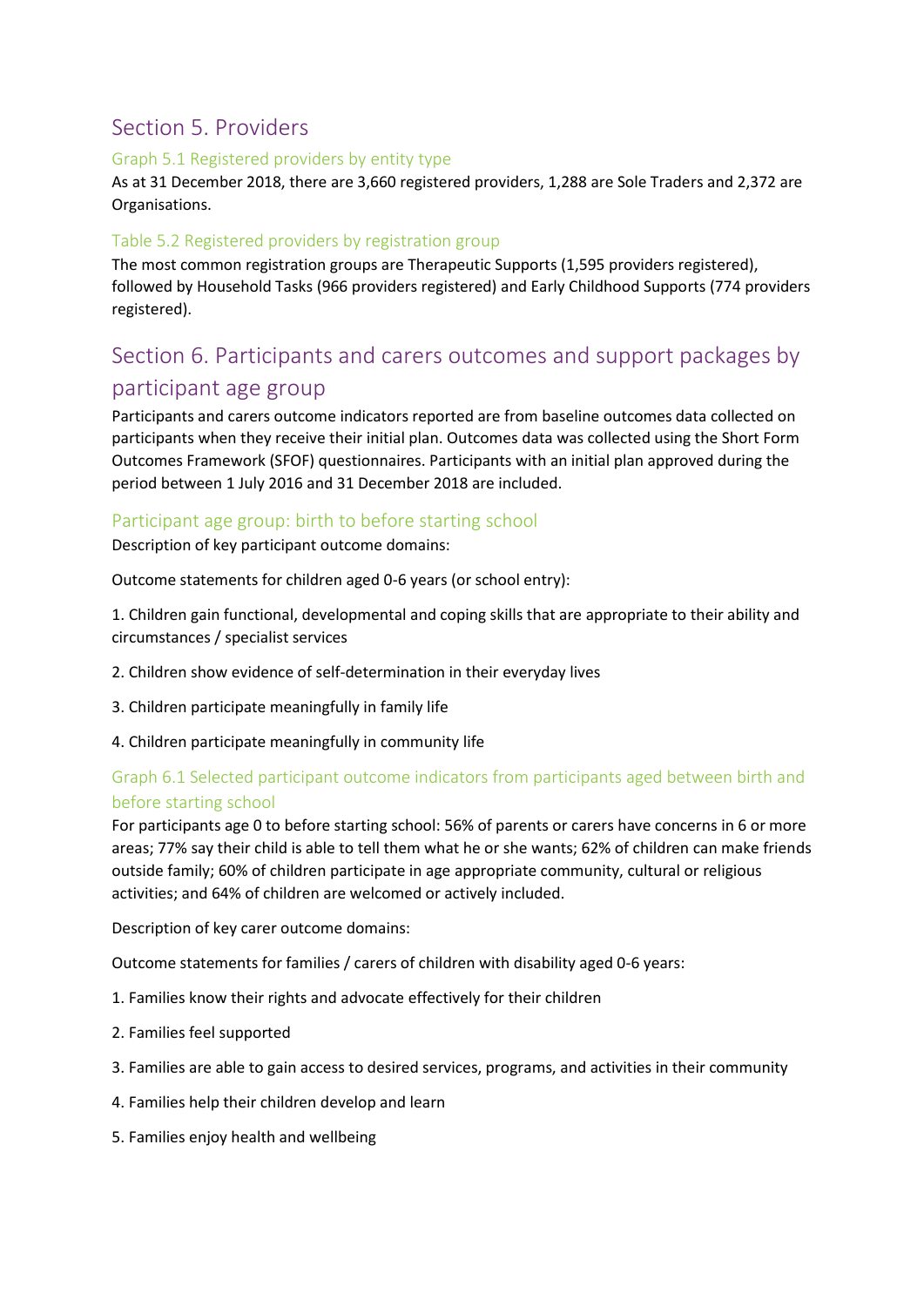## Section 5. Providers

### Graph 5.1 Registered providers by entity type

As at 31 December 2018, there are 3,660 registered providers, 1,288 are Sole Traders and 2,372 are Organisations.

### Table 5.2 Registered providers by registration group

The most common registration groups are Therapeutic Supports (1,595 providers registered), followed by Household Tasks (966 providers registered) and Early Childhood Supports (774 providers registered).

## Section 6. Participants and carers outcomes and support packages by participant age group

Participants and carers outcome indicators reported are from baseline outcomes data collected on participants when they receive their initial plan. Outcomes data was collected using the Short Form Outcomes Framework (SFOF) questionnaires. Participants with an initial plan approved during the period between 1 July 2016 and 31 December 2018 are included.

### Participant age group: birth to before starting school

Description of key participant outcome domains:

Outcome statements for children aged 0-6 years (or school entry):

1. Children gain functional, developmental and coping skills that are appropriate to their ability and circumstances / specialist services
2. Children show evidence of self-determination in their everyday lives
3. Children participate meaningfully in family life
4. Children participate meaningfully in community life

### Graph 6.1 Selected participant outcome indicators from participants aged between birth and before starting school

For participants age 0 to before starting school: 56% of parents or carers have concerns in 6 or more areas; 77% say their child is able to tell them what he or she wants; 62% of children can make friends outside family; 60% of children participate in age appropriate community, cultural or religious activities; and 64% of children are welcomed or actively included.

Description of key carer outcome domains:

Outcome statements for families / carers of children with disability aged 0-6 years:

1. Families know their rights and advocate effectively for their children
2. Families feel supported
3. Families are able to gain access to desired services, programs, and activities in their community
4. Families help their children develop and learn
5. Families enjoy health and wellbeing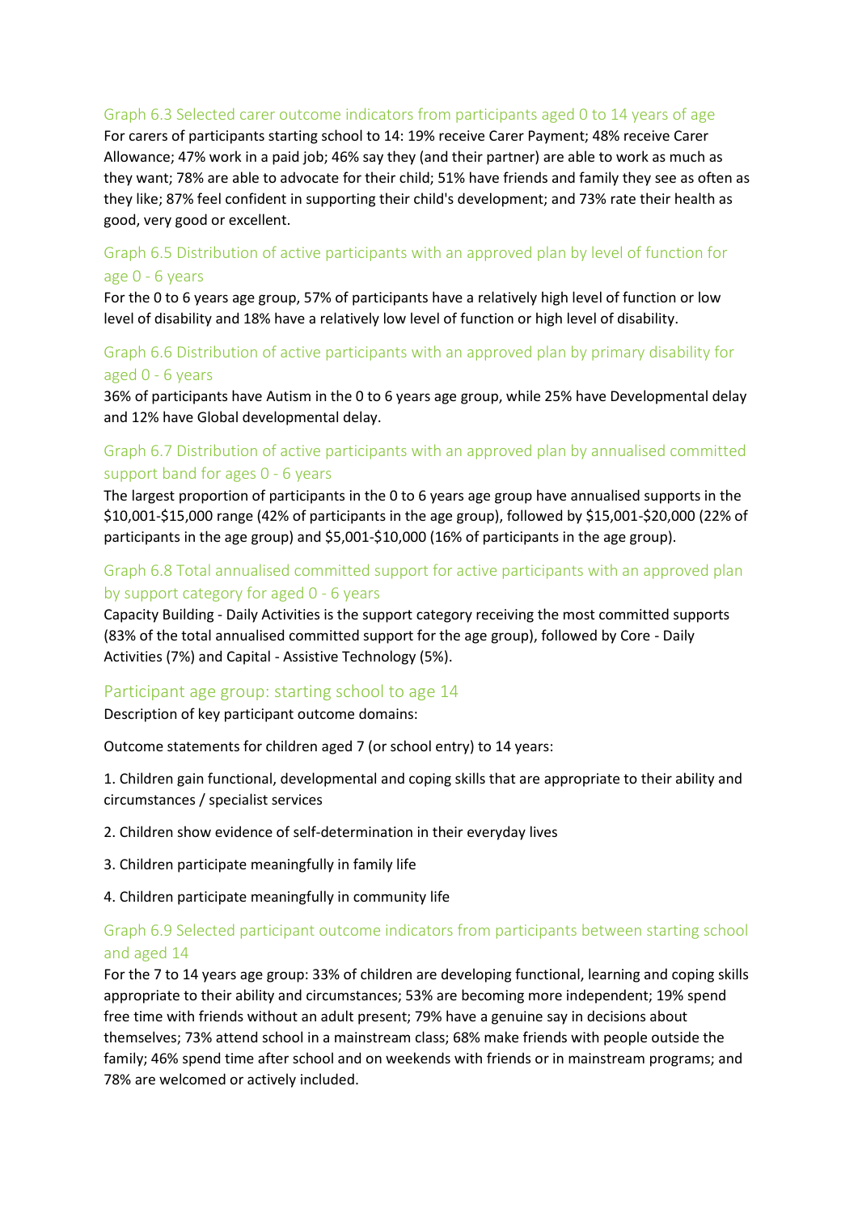### Graph 6.3 Selected carer outcome indicators from participants aged 0 to 14 years of age

For carers of participants starting school to 14: 19% receive Carer Payment; 48% receive Carer Allowance; 47% work in a paid job; 46% say they (and their partner) are able to work as much as they want; 78% are able to advocate for their child; 51% have friends and family they see as often as they like; 87% feel confident in supporting their child's development; and 73% rate their health as good, very good or excellent.

### Graph 6.5 Distribution of active participants with an approved plan by level of function for age 0 - 6 years

For the 0 to 6 years age group, 57% of participants have a relatively high level of function or low level of disability and 18% have a relatively low level of function or high level of disability.

### Graph 6.6 Distribution of active participants with an approved plan by primary disability for aged 0 - 6 years

36% of participants have Autism in the 0 to 6 years age group, while 25% have Developmental delay and 12% have Global developmental delay.

### Graph 6.7 Distribution of active participants with an approved plan by annualised committed support band for ages 0 - 6 years

The largest proportion of participants in the 0 to 6 years age group have annualised supports in the $10,001-$15,000 range (42% of participants in the age group), followed by $15,001-$20,000 (22% of participants in the age group) and $5,001-$10,000 (16% of participants in the age group).

### Graph 6.8 Total annualised committed support for active participants with an approved plan by support category for aged 0 - 6 years

Capacity Building - Daily Activities is the support category receiving the most committed supports (83% of the total annualised committed support for the age group), followed by Core - Daily Activities (7%) and Capital - Assistive Technology (5%).

## Participant age group: starting school to age 14

Description of key participant outcome domains:

Outcome statements for children aged 7 (or school entry) to 14 years:

1. Children gain functional, developmental and coping skills that are appropriate to their ability and circumstances / specialist services

2. Children show evidence of self-determination in their everyday lives

3. Children participate meaningfully in family life

4. Children participate meaningfully in community life

### Graph 6.9 Selected participant outcome indicators from participants between starting school and aged 14

For the 7 to 14 years age group: 33% of children are developing functional, learning and coping skills appropriate to their ability and circumstances; 53% are becoming more independent; 19% spend free time with friends without an adult present; 79% have a genuine say in decisions about themselves; 73% attend school in a mainstream class; 68% make friends with people outside the family; 46% spend time after school and on weekends with friends or in mainstream programs; and 78% are welcomed or actively included.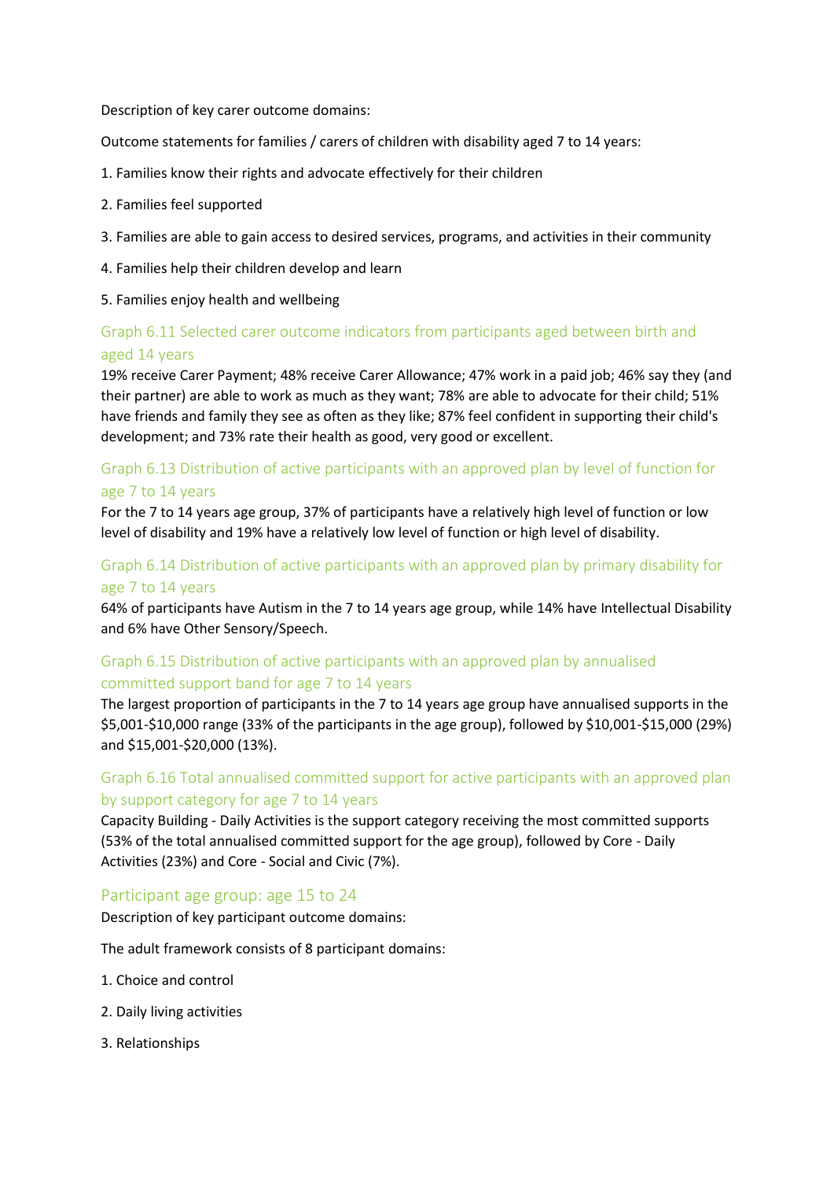Description of key carer outcome domains:

Outcome statements for families / carers of children with disability aged 7 to 14 years:

1. Families know their rights and advocate effectively for their children
2. Families feel supported
3. Families are able to gain access to desired services, programs, and activities in their community
4. Families help their children develop and learn
5. Families enjoy health and wellbeing

### Graph 6.11 Selected carer outcome indicators from participants aged between birth and aged 14 years

19% receive Carer Payment; 48% receive Carer Allowance; 47% work in a paid job; 46% say they (and their partner) are able to work as much as they want; 78% are able to advocate for their child; 51% have friends and family they see as often as they like; 87% feel confident in supporting their child's development; and 73% rate their health as good, very good or excellent.

### Graph 6.13 Distribution of active participants with an approved plan by level of function for age 7 to 14 years

For the 7 to 14 years age group, 37% of participants have a relatively high level of function or low level of disability and 19% have a relatively low level of function or high level of disability.

### Graph 6.14 Distribution of active participants with an approved plan by primary disability for age 7 to 14 years

64% of participants have Autism in the 7 to 14 years age group, while 14% have Intellectual Disability and 6% have Other Sensory/Speech.

### Graph 6.15 Distribution of active participants with an approved plan by annualised committed support band for age 7 to 14 years

The largest proportion of participants in the 7 to 14 years age group have annualised supports in the $5,001-$10,000 range (33% of the participants in the age group), followed by $10,001-$15,000 (29%) and $15,001-$20,000 (13%).

### Graph 6.16 Total annualised committed support for active participants with an approved plan by support category for age 7 to 14 years

Capacity Building - Daily Activities is the support category receiving the most committed supports (53% of the total annualised committed support for the age group), followed by Core - Daily Activities (23%) and Core - Social and Civic (7%).

## Participant age group: age 15 to 24

Description of key participant outcome domains:

The adult framework consists of 8 participant domains:

1. Choice and control
2. Daily living activities
3. Relationships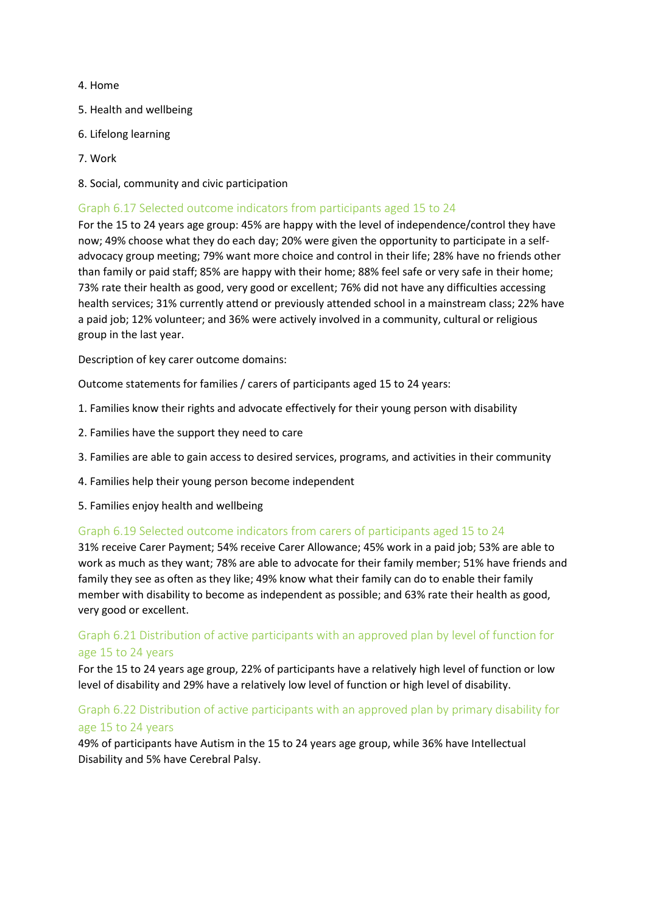4. Home

5. Health and wellbeing

6. Lifelong learning

7. Work

8. Social, community and civic participation

### Graph 6.17 Selected outcome indicators from participants aged 15 to 24

For the 15 to 24 years age group: 45% are happy with the level of independence/control they have now; 49% choose what they do each day; 20% were given the opportunity to participate in a self-advocacy group meeting; 79% want more choice and control in their life; 28% have no friends other than family or paid staff; 85% are happy with their home; 88% feel safe or very safe in their home; 73% rate their health as good, very good or excellent; 76% did not have any difficulties accessing health services; 31% currently attend or previously attended school in a mainstream class; 22% have a paid job; 12% volunteer; and 36% were actively involved in a community, cultural or religious group in the last year.

Description of key carer outcome domains:

Outcome statements for families / carers of participants aged 15 to 24 years:

1. Families know their rights and advocate effectively for their young person with disability

2. Families have the support they need to care

3. Families are able to gain access to desired services, programs, and activities in their community

4. Families help their young person become independent

5. Families enjoy health and wellbeing

### Graph 6.19 Selected outcome indicators from carers of participants aged 15 to 24

31% receive Carer Payment; 54% receive Carer Allowance; 45% work in a paid job; 53% are able to work as much as they want; 78% are able to advocate for their family member; 51% have friends and family they see as often as they like; 49% know what their family can do to enable their family member with disability to become as independent as possible; and 63% rate their health as good, very good or excellent.

### Graph 6.21 Distribution of active participants with an approved plan by level of function for age 15 to 24 years

For the 15 to 24 years age group, 22% of participants have a relatively high level of function or low level of disability and 29% have a relatively low level of function or high level of disability.

### Graph 6.22 Distribution of active participants with an approved plan by primary disability for age 15 to 24 years

49% of participants have Autism in the 15 to 24 years age group, while 36% have Intellectual Disability and 5% have Cerebral Palsy.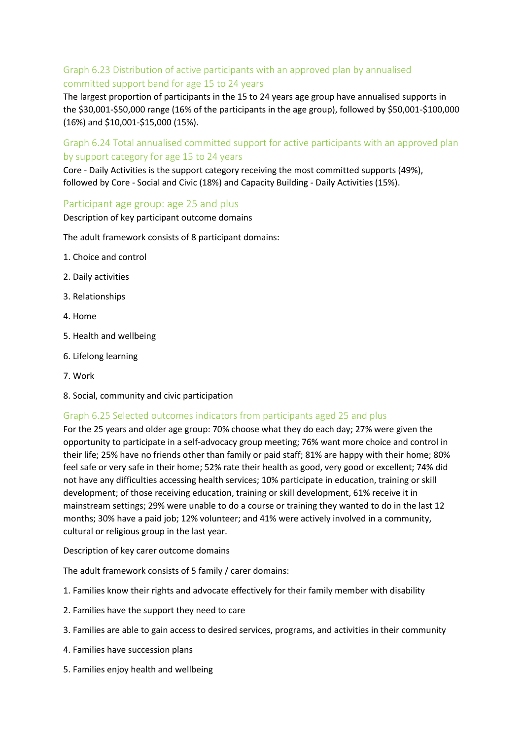### Graph 6.23 Distribution of active participants with an approved plan by annualised committed support band for age 15 to 24 years

The largest proportion of participants in the 15 to 24 years age group have annualised supports in the $30,001-$50,000 range (16% of the participants in the age group), followed by $50,001-$100,000 (16%) and $10,001-$15,000 (15%).

### Graph 6.24 Total annualised committed support for active participants with an approved plan by support category for age 15 to 24 years

Core - Daily Activities is the support category receiving the most committed supports (49%), followed by Core - Social and Civic (18%) and Capacity Building - Daily Activities (15%).

## Participant age group: age 25 and plus

Description of key participant outcome domains

The adult framework consists of 8 participant domains:

1. Choice and control
2. Daily activities
3. Relationships
4. Home
5. Health and wellbeing
6. Lifelong learning
7. Work
8. Social, community and civic participation

### Graph 6.25 Selected outcomes indicators from participants aged 25 and plus

For the 25 years and older age group: 70% choose what they do each day; 27% were given the opportunity to participate in a self-advocacy group meeting; 76% want more choice and control in their life; 25% have no friends other than family or paid staff; 81% are happy with their home; 80% feel safe or very safe in their home; 52% rate their health as good, very good or excellent; 74% did not have any difficulties accessing health services; 10% participate in education, training or skill development; of those receiving education, training or skill development, 61% receive it in mainstream settings; 29% were unable to do a course or training they wanted to do in the last 12 months; 30% have a paid job; 12% volunteer; and 41% were actively involved in a community, cultural or religious group in the last year.

Description of key carer outcome domains

The adult framework consists of 5 family / carer domains:

1. Families know their rights and advocate effectively for their family member with disability
2. Families have the support they need to care
3. Families are able to gain access to desired services, programs, and activities in their community
4. Families have succession plans
5. Families enjoy health and wellbeing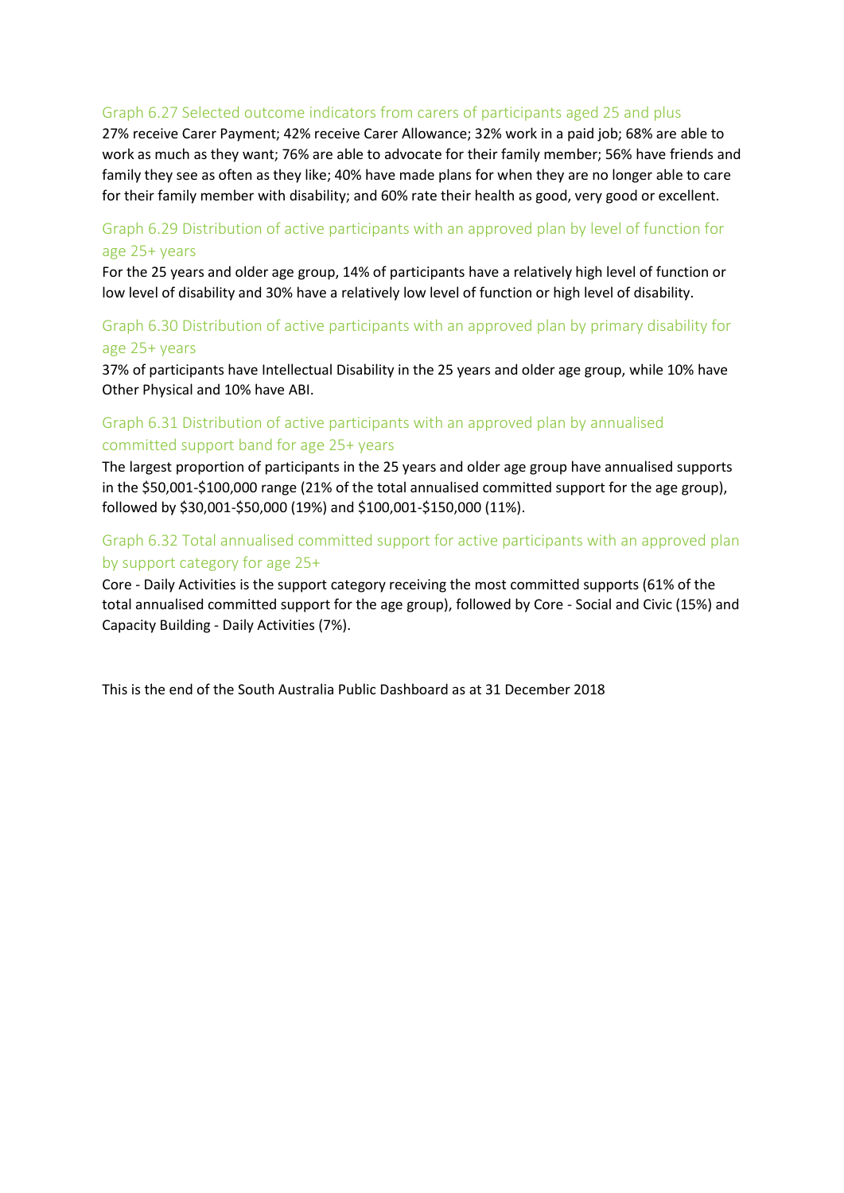### Graph 6.27 Selected outcome indicators from carers of participants aged 25 and plus

27% receive Carer Payment; 42% receive Carer Allowance; 32% work in a paid job; 68% are able to work as much as they want; 76% are able to advocate for their family member; 56% have friends and family they see as often as they like; 40% have made plans for when they are no longer able to care for their family member with disability; and 60% rate their health as good, very good or excellent.

### Graph 6.29 Distribution of active participants with an approved plan by level of function for age 25+ years

For the 25 years and older age group, 14% of participants have a relatively high level of function or low level of disability and 30% have a relatively low level of function or high level of disability.

### Graph 6.30 Distribution of active participants with an approved plan by primary disability for age 25+ years

37% of participants have Intellectual Disability in the 25 years and older age group, while 10% have Other Physical and 10% have ABI.

### Graph 6.31 Distribution of active participants with an approved plan by annualised committed support band for age 25+ years

The largest proportion of participants in the 25 years and older age group have annualised supports in the $50,001-$100,000 range (21% of the total annualised committed support for the age group), followed by $30,001-$50,000 (19%) and $100,001-$150,000 (11%).

### Graph 6.32 Total annualised committed support for active participants with an approved plan by support category for age 25+

Core - Daily Activities is the support category receiving the most committed supports (61% of the total annualised committed support for the age group), followed by Core - Social and Civic (15%) and Capacity Building - Daily Activities (7%).

This is the end of the South Australia Public Dashboard as at 31 December 2018